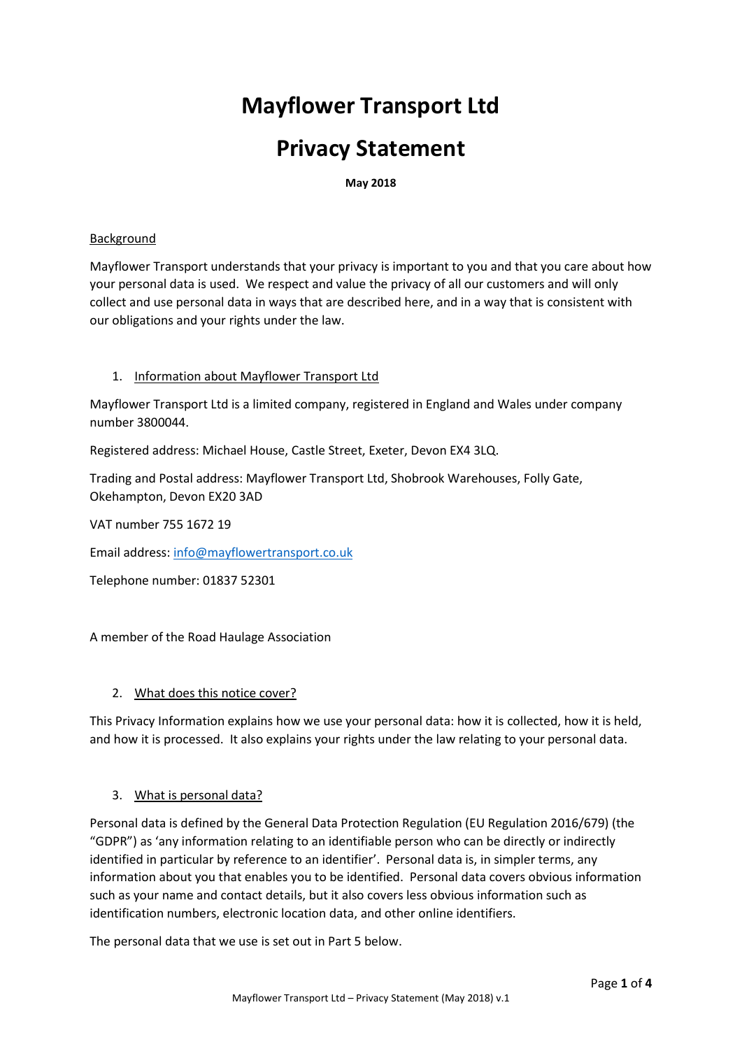# Mayflower Transport Ltd

# Privacy Statement

**May 2018**

Background

Mayflower Transport understands that your privacy is important to you and that you care about how your personal data is used. We respect and value the privacy of all our customers and will only collect and use personal data in ways that are described here, and in a way that is consistent with our obligations and your rights under the law.

## 1. Information about Mayflower Transport Ltd

Mayflower Transport Ltd is a limited company, registered in England and Wales under company number 3800044.

Registered address: Michael House, Castle Street, Exeter, Devon EX4 3LQ.

Trading and Postal address: Mayflower Transport Ltd, Shobrook Warehouses, Folly Gate, Okehampton, Devon EX20 3AD

VAT number 755 1672 19

Email address: info@mayflowertransport.co.uk

Telephone number: 01837 52301

A member of the Road Haulage Association

## 2. What does this notice cover?

This Privacy Information explains how we use your personal data: how it is collected, how it is held, and how it is processed. It also explains your rights under the law relating to your personal data.

## 3. What is personal data?

Personal data is defined by the General Data Protection Regulation (EU Regulation 2016/679) (the "GDPR") as 'any information relating to an identifiable person who can be directly or indirectly identified in particular by reference to an identifier'. Personal data is, in simpler terms, any information about you that enables you to be identified. Personal data covers obvious information such as your name and contact details, but it also covers less obvious information such as identification numbers, electronic location data, and other online identifiers.

The personal data that we use is set out in Part 5 below.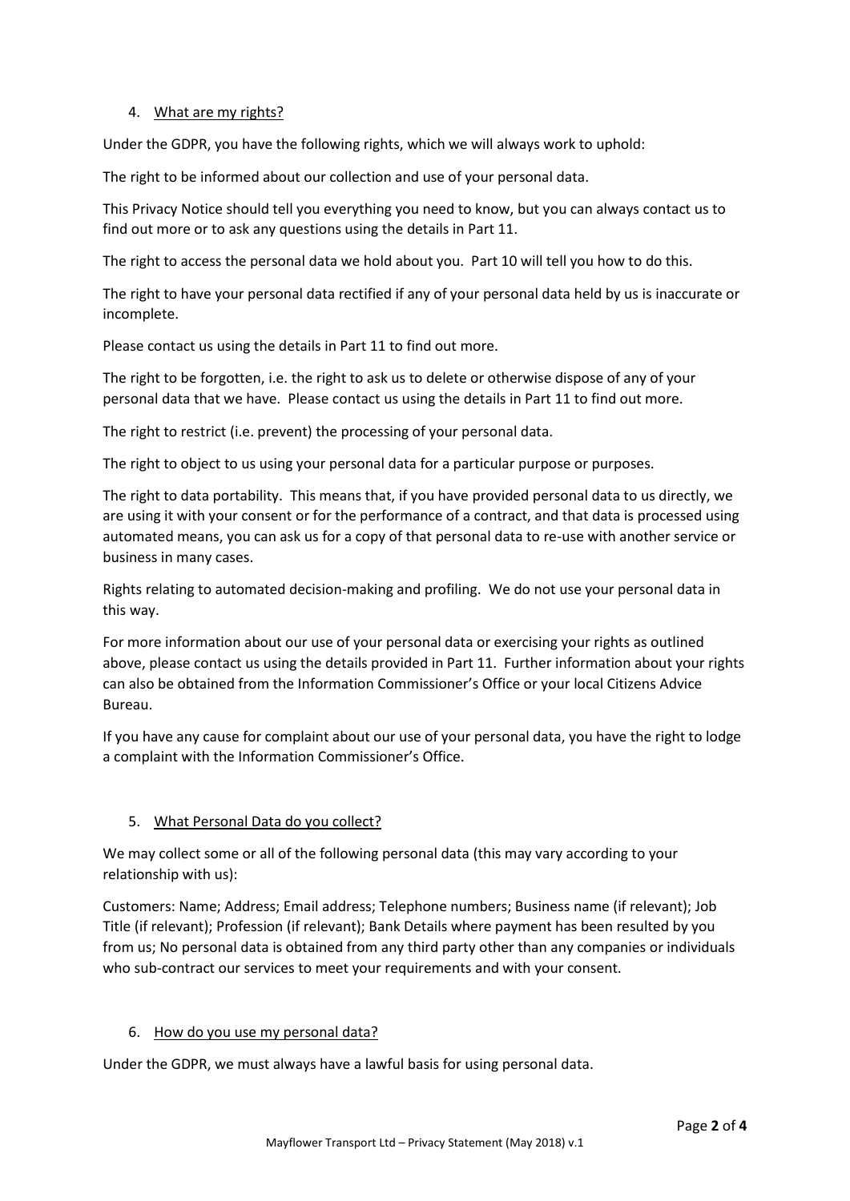## 4. What are my rights?

Under the GDPR, you have the following rights, which we will always work to uphold:

The right to be informed about our collection and use of your personal data.

This Privacy Notice should tell you everything you need to know, but you can always contact us to find out more or to ask any questions using the details in Part 11.

The right to access the personal data we hold about you. Part 10 will tell you how to do this.

The right to have your personal data rectified if any of your personal data held by us is inaccurate or incomplete.

Please contact us using the details in Part 11 to find out more.

The right to be forgotten, i.e. the right to ask us to delete or otherwise dispose of any of your personal data that we have. Please contact us using the details in Part 11 to find out more.

The right to restrict (i.e. prevent) the processing of your personal data.

The right to object to us using your personal data for a particular purpose or purposes.

The right to data portability. This means that, if you have provided personal data to us directly, we are using it with your consent or for the performance of a contract, and that data is processed using automated means, you can ask us for a copy of that personal data to re-use with another service or business in many cases.

Rights relating to automated decision-making and profiling. We do not use your personal data in this way.

For more information about our use of your personal data or exercising your rights as outlined above, please contact us using the details provided in Part 11. Further information about your rights can also be obtained from the Information Commissioner's Office or your local Citizens Advice Bureau.

If you have any cause for complaint about our use of your personal data, you have the right to lodge a complaint with the Information Commissioner's Office.

## 5. What Personal Data do you collect?

We may collect some or all of the following personal data (this may vary according to your relationship with us):

Customers: Name; Address; Email address; Telephone numbers; Business name (if relevant); Job Title (if relevant); Profession (if relevant); Bank Details where payment has been resulted by you from us; No personal data is obtained from any third party other than any companies or individuals who sub-contract our services to meet your requirements and with your consent.

## 6. How do you use my personal data?

Under the GDPR, we must always have a lawful basis for using personal data.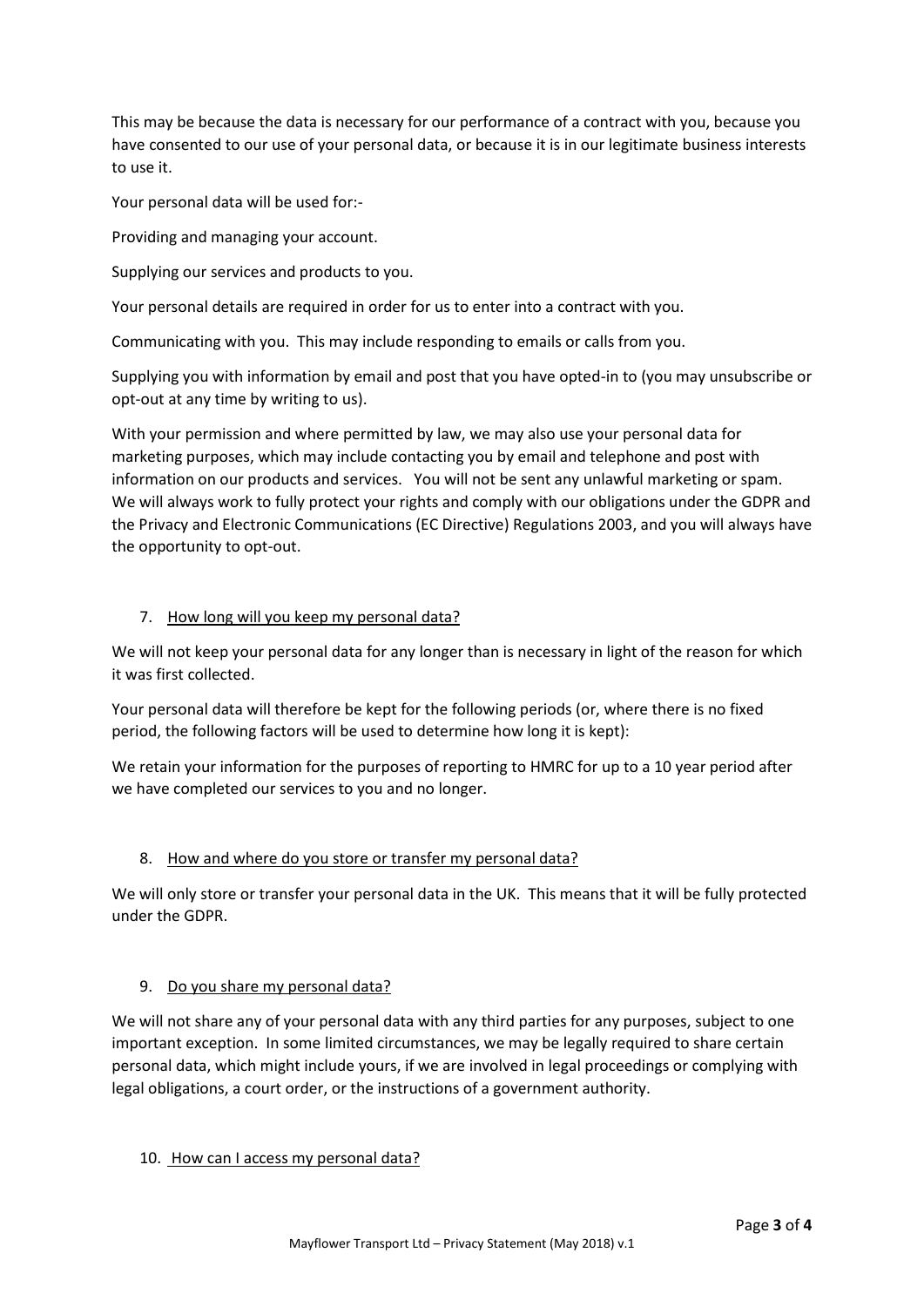This may be because the data is necessary for our performance of a contract with you, because you have consented to our use of your personal data, or because it is in our legitimate business interests to use it.

Your personal data will be used for:-

Providing and managing your account.

Supplying our services and products to you.

Your personal details are required in order for us to enter into a contract with you.

Communicating with you. This may include responding to emails or calls from you.

Supplying you with information by email and post that you have opted-in to (you may unsubscribe or opt-out at any time by writing to us).

With your permission and where permitted by law, we may also use your personal data for marketing purposes, which may include contacting you by email and telephone and post with information on our products and services. You will not be sent any unlawful marketing or spam. We will always work to fully protect your rights and comply with our obligations under the GDPR and the Privacy and Electronic Communications (EC Directive) Regulations 2003, and you will always have the opportunity to opt-out.

## 7. How long will you keep my personal data?

We will not keep your personal data for any longer than is necessary in light of the reason for which it was first collected.

Your personal data will therefore be kept for the following periods (or, where there is no fixed period, the following factors will be used to determine how long it is kept):

We retain your information for the purposes of reporting to HMRC for up to a 10 year period after we have completed our services to you and no longer.

## 8. How and where do you store or transfer my personal data?

We will only store or transfer your personal data in the UK. This means that it will be fully protected under the GDPR.

## 9. Do you share my personal data?

We will not share any of your personal data with any third parties for any purposes, subject to one important exception. In some limited circumstances, we may be legally required to share certain personal data, which might include yours, if we are involved in legal proceedings or complying with legal obligations, a court order, or the instructions of a government authority.

## 10. How can I access my personal data?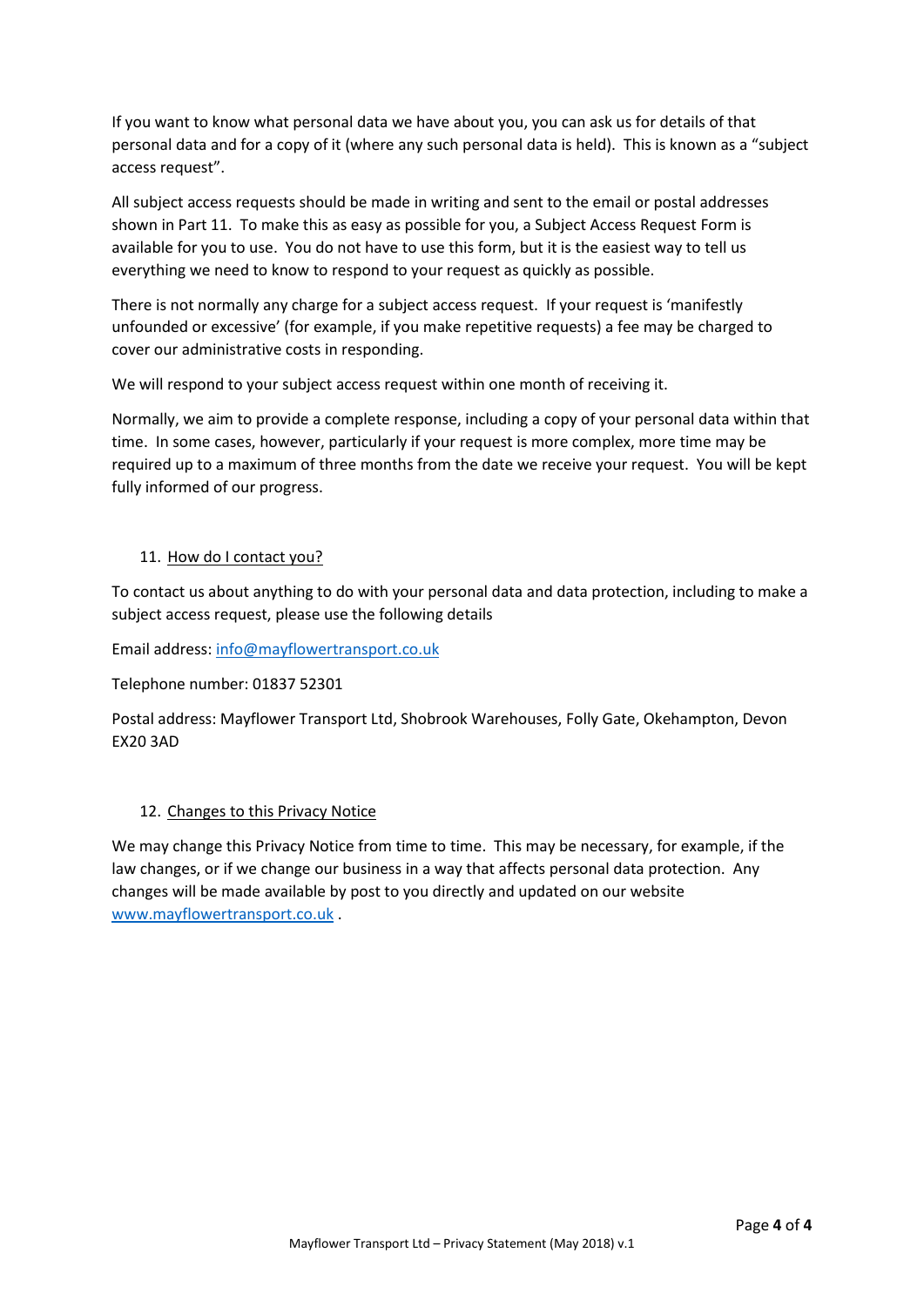If you want to know what personal data we have about you, you can ask us for details of that personal data and for a copy of it (where any such personal data is held). This is known as a "subject access request".

All subject access requests should be made in writing and sent to the email or postal addresses shown in Part 11. To make this as easy as possible for you, a Subject Access Request Form is available for you to use. You do not have to use this form, but it is the easiest way to tell us everything we need to know to respond to your request as quickly as possible.

There is not normally any charge for a subject access request. If your request is 'manifestly unfounded or excessive' (for example, if you make repetitive requests) a fee may be charged to cover our administrative costs in responding.

We will respond to your subject access request within one month of receiving it.

Normally, we aim to provide a complete response, including a copy of your personal data within that time. In some cases, however, particularly if your request is more complex, more time may be required up to a maximum of three months from the date we receive your request. You will be kept fully informed of our progress.

## 11. How do I contact you?

To contact us about anything to do with your personal data and data protection, including to make a subject access request, please use the following details

Email address: info@mayflowertransport.co.uk

Telephone number: 01837 52301

Postal address: Mayflower Transport Ltd, Shobrook Warehouses, Folly Gate, Okehampton, Devon EX20 3AD

## 12. Changes to this Privacy Notice

We may change this Privacy Notice from time to time. This may be necessary, for example, if the law changes, or if we change our business in a way that affects personal data protection. Any changes will be made available by post to you directly and updated on our website www.mayflowertransport.co.uk .